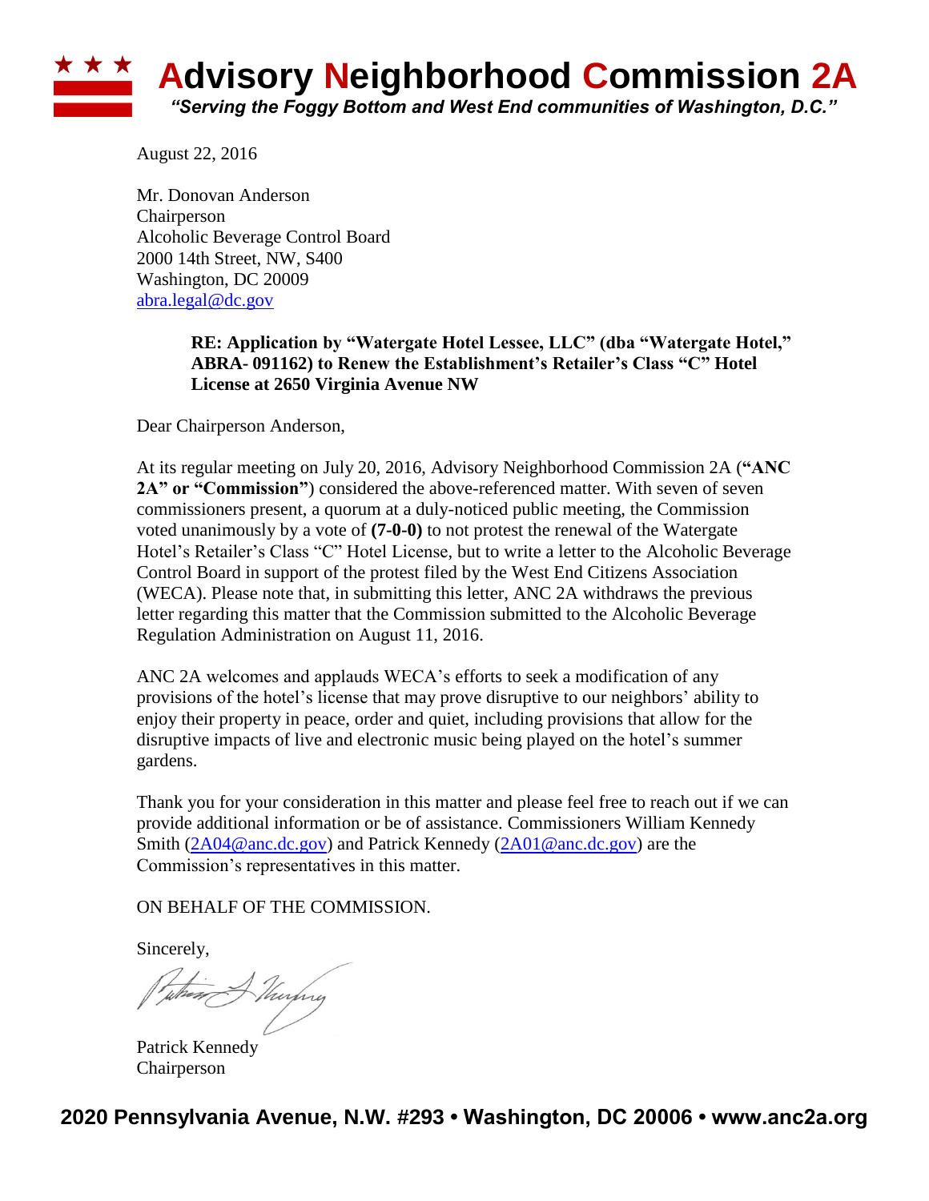# Advisory Neighborhood Commission 2A

*"Serving the Foggy Bottom and West End communities of Washington, D.C."*

August 22, 2016

Mr. Donovan Anderson
Chairperson
Alcoholic Beverage Control Board
2000 14th Street, NW, S400
Washington, DC 20009
abra.legal@dc.gov

**RE: Application by "Watergate Hotel Lessee, LLC" (dba "Watergate Hotel," ABRA- 091162) to Renew the Establishment's Retailer's Class "C" Hotel License at 2650 Virginia Avenue NW**

Dear Chairperson Anderson,

At its regular meeting on July 20, 2016, Advisory Neighborhood Commission 2A (**"ANC 2A" or "Commission"**) considered the above-referenced matter. With seven of seven commissioners present, a quorum at a duly-noticed public meeting, the Commission voted unanimously by a vote of **(7-0-0)** to not protest the renewal of the Watergate Hotel's Retailer's Class "C" Hotel License, but to write a letter to the Alcoholic Beverage Control Board in support of the protest filed by the West End Citizens Association (WECA). Please note that, in submitting this letter, ANC 2A withdraws the previous letter regarding this matter that the Commission submitted to the Alcoholic Beverage Regulation Administration on August 11, 2016.

ANC 2A welcomes and applauds WECA's efforts to seek a modification of any provisions of the hotel's license that may prove disruptive to our neighbors' ability to enjoy their property in peace, order and quiet, including provisions that allow for the disruptive impacts of live and electronic music being played on the hotel's summer gardens.

Thank you for your consideration in this matter and please feel free to reach out if we can provide additional information or be of assistance. Commissioners William Kennedy Smith (2A04@anc.dc.gov) and Patrick Kennedy (2A01@anc.dc.gov) are the Commission's representatives in this matter.

ON BEHALF OF THE COMMISSION.

Sincerely,

Patrick Kennedy
Chairperson

**2020 Pennsylvania Avenue, N.W. #293 • Washington, DC 20006 • www.anc2a.org**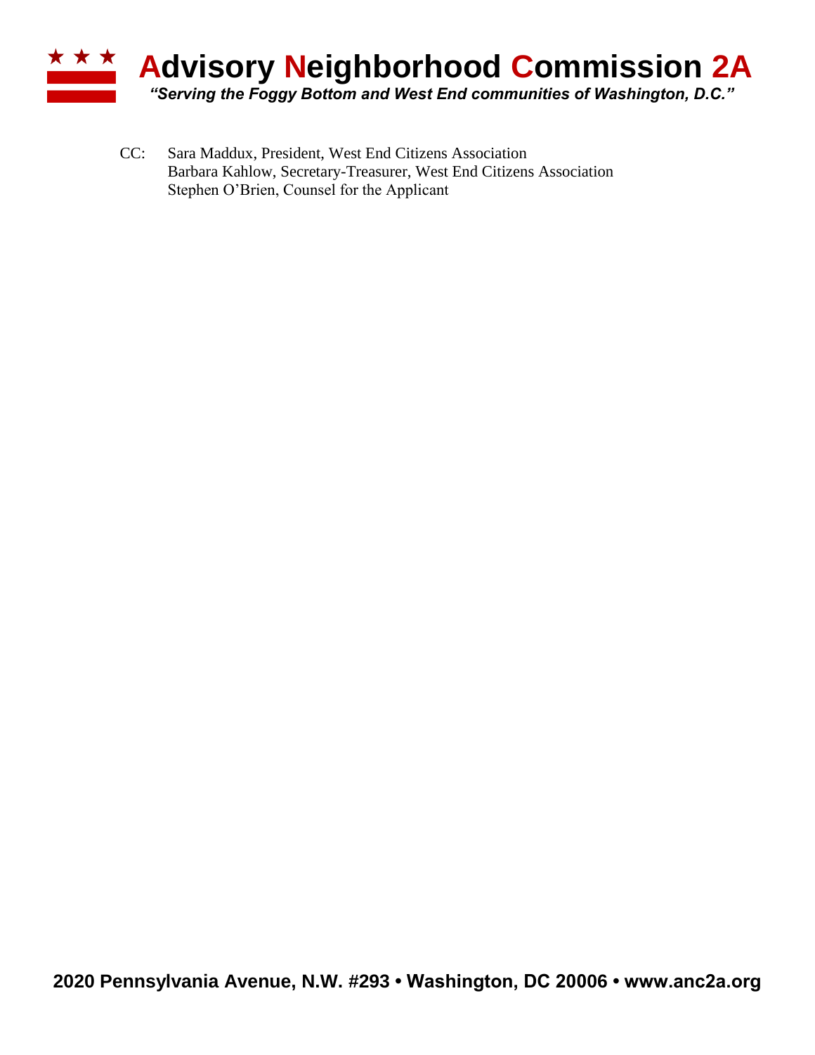CC: Sara Maddux, President, West End Citizens Association
Barbara Kahlow, Secretary-Treasurer, West End Citizens Association
Stephen O'Brien, Counsel for the Applicant